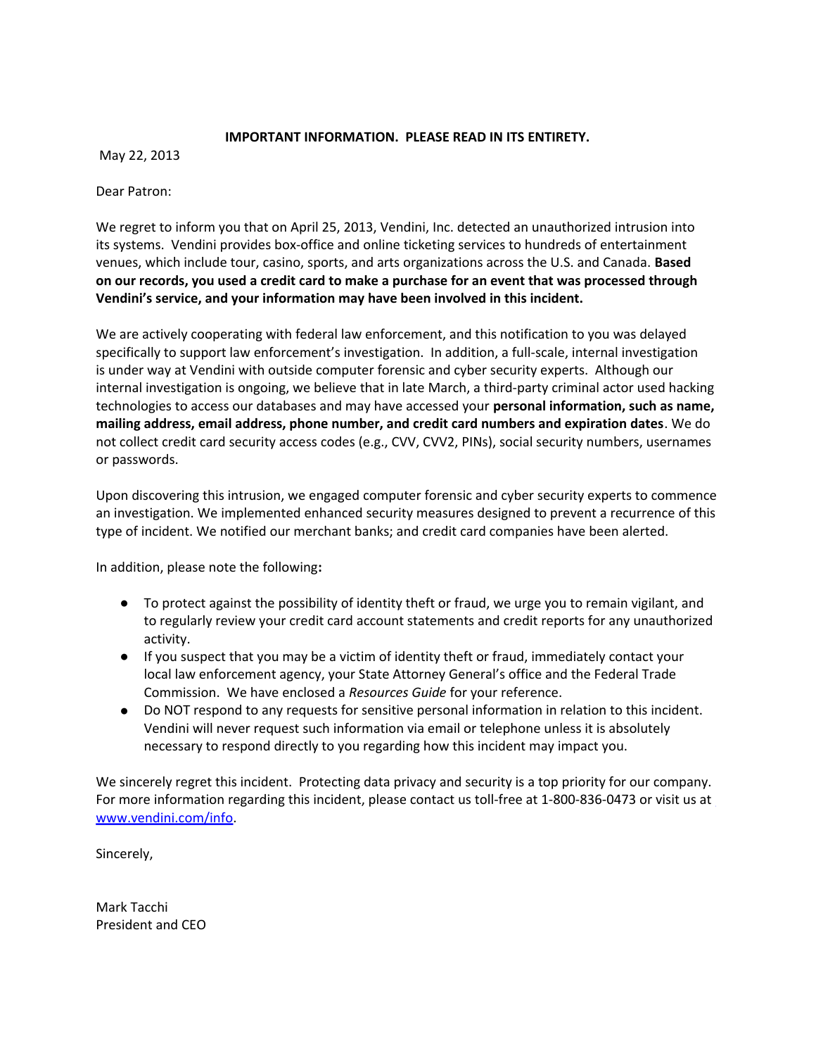**IMPORTANT INFORMATION. PLEASE READ IN ITS ENTIRETY.**

May 22, 2013

Dear Patron:

We regret to inform you that on April 25, 2013, Vendini, Inc. detected an unauthorized intrusion into its systems. Vendini provides box-office and online ticketing services to hundreds of entertainment venues, which include tour, casino, sports, and arts organizations across the U.S. and Canada. **Based on our records, you used a credit card to make a purchase for an event that was processed through Vendini's service, and your information may have been involved in this incident.**

We are actively cooperating with federal law enforcement, and this notification to you was delayed specifically to support law enforcement's investigation. In addition, a full-scale, internal investigation is under way at Vendini with outside computer forensic and cyber security experts. Although our internal investigation is ongoing, we believe that in late March, a third-party criminal actor used hacking technologies to access our databases and may have accessed your **personal information, such as name, mailing address, email address, phone number, and credit card numbers and expiration dates**. We do not collect credit card security access codes (e.g., CVV, CVV2, PINs), social security numbers, usernames or passwords.

Upon discovering this intrusion, we engaged computer forensic and cyber security experts to commence an investigation. We implemented enhanced security measures designed to prevent a recurrence of this type of incident. We notified our merchant banks; and credit card companies have been alerted.

In addition, please note the following**:**

- To protect against the possibility of identity theft or fraud, we urge you to remain vigilant, and to regularly review your credit card account statements and credit reports for any unauthorized activity.
- If you suspect that you may be a victim of identity theft or fraud, immediately contact your local law enforcement agency, your State Attorney General's office and the Federal Trade Commission. We have enclosed a *Resources Guide* for your reference.
- Do NOT respond to any requests for sensitive personal information in relation to this incident. Vendini will never request such information via email or telephone unless it is absolutely necessary to respond directly to you regarding how this incident may impact you.

We sincerely regret this incident. Protecting data privacy and security is a top priority for our company. For more information regarding this incident, please contact us toll-free at 1-800-836-0473 or visit us at [www.vendini.com/info](http://www.vendini.com/info).

Sincerely,

Mark Tacchi
President and CEO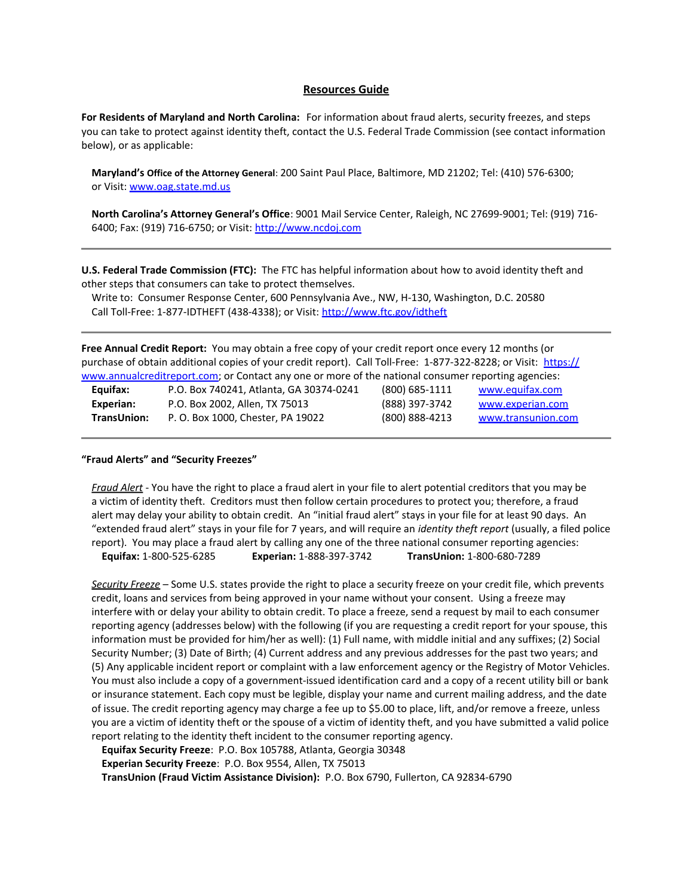## Resources Guide

**For Residents of Maryland and North Carolina:** For information about fraud alerts, security freezes, and steps you can take to protect against identity theft, contact the U.S. Federal Trade Commission (see contact information below), or as applicable:

**Maryland's Office of the Attorney General**: 200 Saint Paul Place, Baltimore, MD 21202; Tel: (410) 576-6300; or Visit: www.oag.state.md.us

**North Carolina's Attorney General's Office**: 9001 Mail Service Center, Raleigh, NC 27699-9001; Tel: (919) 716-6400; Fax: (919) 716-6750; or Visit: http://www.ncdoj.com

---

**U.S. Federal Trade Commission (FTC):** The FTC has helpful information about how to avoid identity theft and other steps that consumers can take to protect themselves.
Write to: Consumer Response Center, 600 Pennsylvania Ave., NW, H-130, Washington, D.C. 20580
Call Toll-Free: 1-877-IDTHEFT (438-4338); or Visit: http://www.ftc.gov/idtheft

---

**Free Annual Credit Report:** You may obtain a free copy of your credit report once every 12 months (or purchase of obtain additional copies of your credit report). Call Toll-Free: 1-877-322-8228; or Visit: https://www.annualcreditreport.com; or Contact any one or more of the national consumer reporting agencies:

| | | | |
|---|---|---|---|
| **Equifax:** | P.O. Box 740241, Atlanta, GA 30374-0241 | (800) 685-1111 | www.equifax.com |
| **Experian:** | P.O. Box 2002, Allen, TX 75013 | (888) 397-3742 | www.experian.com |
| **TransUnion:** | P. O. Box 1000, Chester, PA 19022 | (800) 888-4213 | www.transunion.com |

---

**"Fraud Alerts" and "Security Freezes"**

*Fraud Alert* - You have the right to place a fraud alert in your file to alert potential creditors that you may be a victim of identity theft. Creditors must then follow certain procedures to protect you; therefore, a fraud alert may delay your ability to obtain credit. An "initial fraud alert" stays in your file for at least 90 days. An "extended fraud alert" stays in your file for 7 years, and will require an *identity theft report* (usually, a filed police report). You may place a fraud alert by calling any one of the three national consumer reporting agencies:
**Equifax:** 1-800-525-6285 **Experian:** 1-888-397-3742 **TransUnion:** 1-800-680-7289

*Security Freeze* – Some U.S. states provide the right to place a security freeze on your credit file, which prevents credit, loans and services from being approved in your name without your consent. Using a freeze may interfere with or delay your ability to obtain credit. To place a freeze, send a request by mail to each consumer reporting agency (addresses below) with the following (if you are requesting a credit report for your spouse, this information must be provided for him/her as well): (1) Full name, with middle initial and any suffixes; (2) Social Security Number; (3) Date of Birth; (4) Current address and any previous addresses for the past two years; and (5) Any applicable incident report or complaint with a law enforcement agency or the Registry of Motor Vehicles. You must also include a copy of a government-issued identification card and a copy of a recent utility bill or bank or insurance statement. Each copy must be legible, display your name and current mailing address, and the date of issue. The credit reporting agency may charge a fee up to $5.00 to place, lift, and/or remove a freeze, unless you are a victim of identity theft or the spouse of a victim of identity theft, and you have submitted a valid police report relating to the identity theft incident to the consumer reporting agency.
**Equifax Security Freeze**: P.O. Box 105788, Atlanta, Georgia 30348
**Experian Security Freeze**: P.O. Box 9554, Allen, TX 75013
**TransUnion (Fraud Victim Assistance Division):** P.O. Box 6790, Fullerton, CA 92834-6790